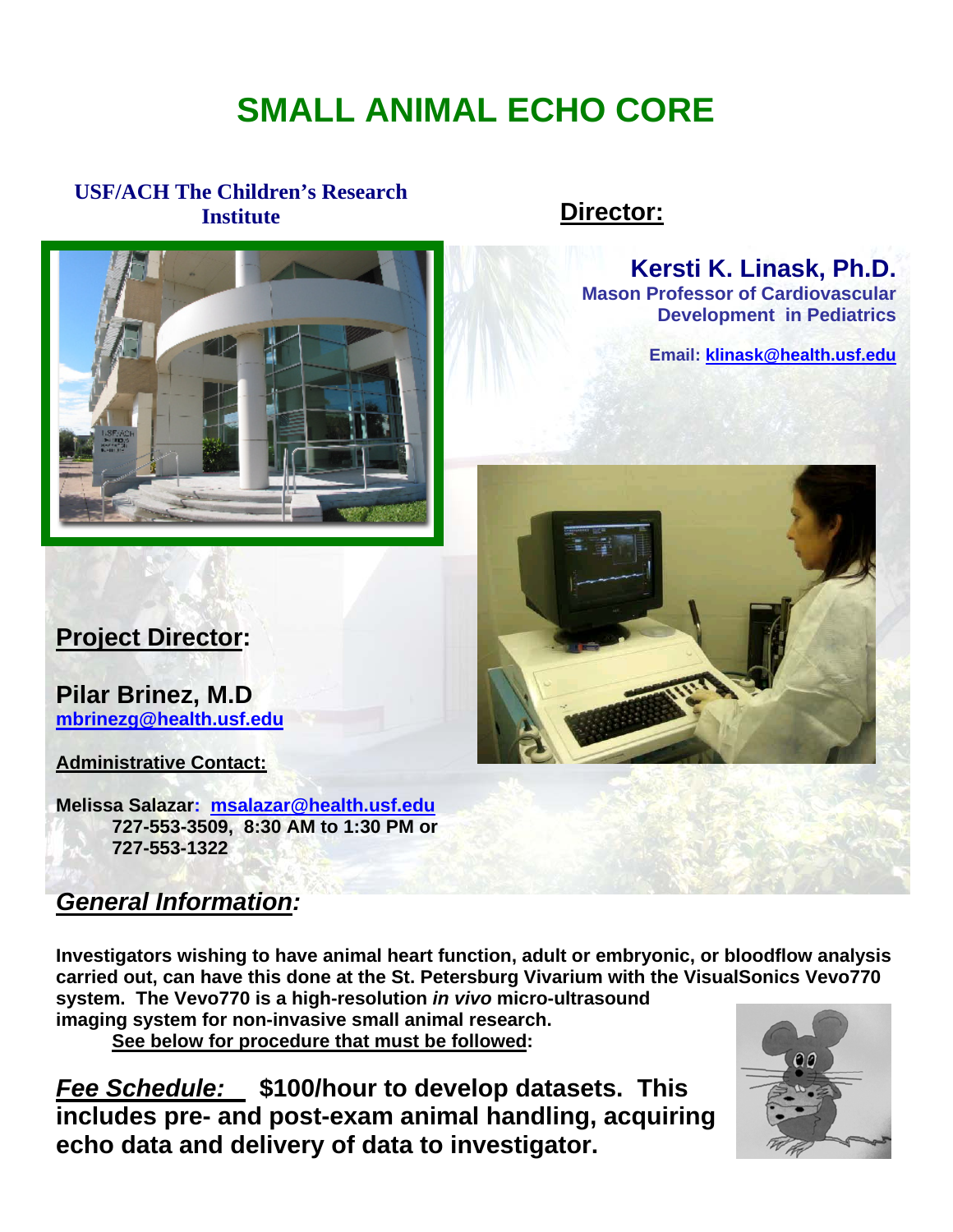# SMALL ANIMAL ECHO CORE

**USF/ACH The Children's Research Institute**

## Director:

**Kersti K. Linask, Ph.D.**
**Mason Professor of Cardiovascular Development in Pediatrics**

**Email: klinask@health.usf.edu**

## Project Director:

**Pilar Brinez, M.D**
**mbrinezg@health.usf.edu**

**Administrative Contact:**

**Melissa Salazar: msalazar@health.usf.edu**
**727-553-3509, 8:30 AM to 1:30 PM or**
**727-553-1322**

## *General Information:*

**Investigators wishing to have animal heart function, adult or embryonic, or bloodflow analysis carried out, can have this done at the St. Petersburg Vivarium with the VisualSonics Vevo770 system. The Vevo770 is a high-resolution *in vivo* micro-ultrasound imaging system for non-invasive small animal research.**
**See below for procedure that must be followed:**

***Fee Schedule:*** **$100/hour to develop datasets. This includes pre- and post-exam animal handling, acquiring echo data and delivery of data to investigator.**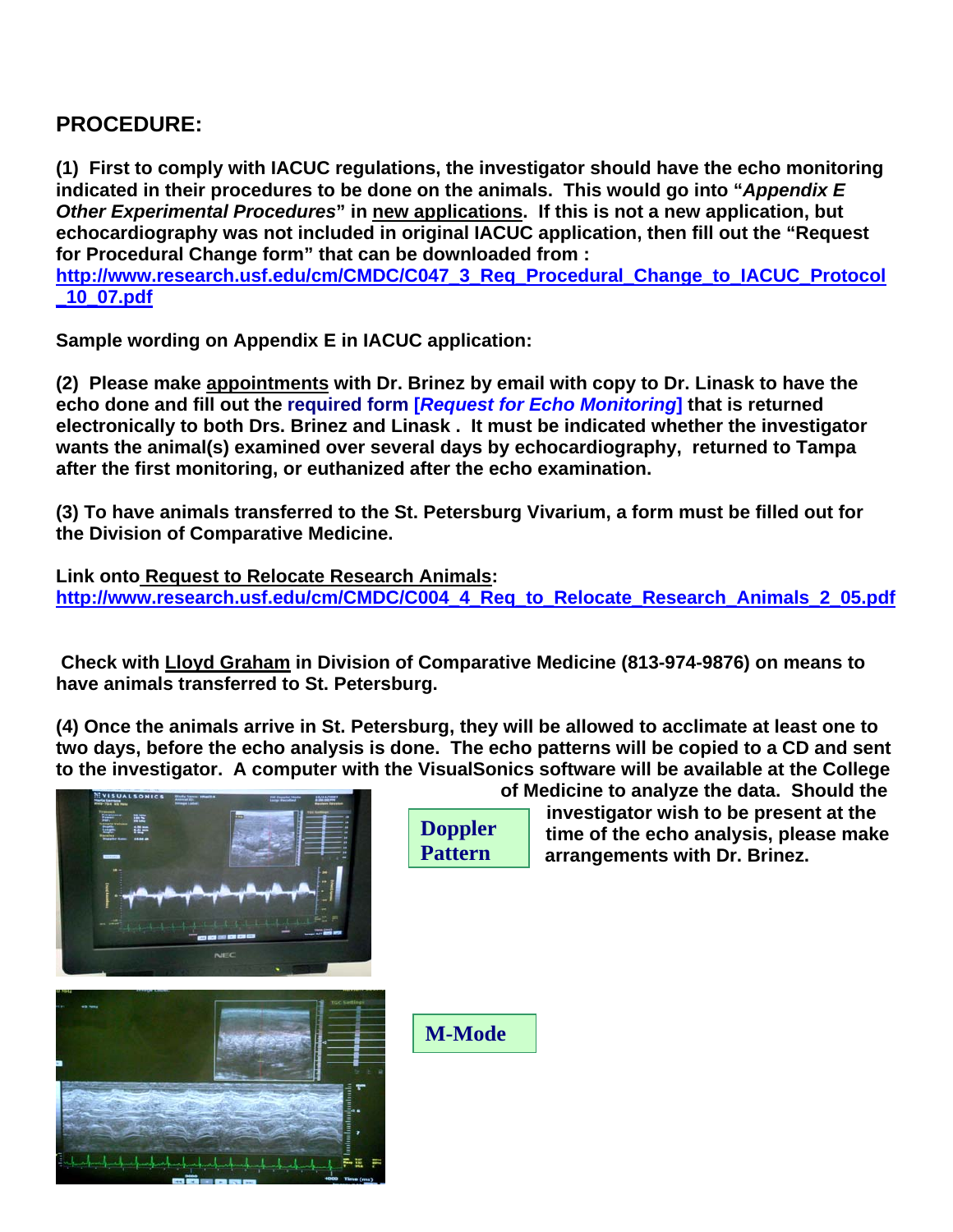## PROCEDURE:

**(1) First to comply with IACUC regulations, the investigator should have the echo monitoring indicated in their procedures to be done on the animals. This would go into "*Appendix E Other Experimental Procedures*" in new applications. If this is not a new application, but echocardiography was not included in original IACUC application, then fill out the "Request for Procedural Change form" that can be downloaded from :**
**http://www.research.usf.edu/cm/CMDC/C047_3_Req_Procedural_Change_to_IACUC_Protocol_10_07.pdf**

**Sample wording on Appendix E in IACUC application:**

**(2) Please make appointments with Dr. Brinez by email with copy to Dr. Linask to have the echo done and fill out the required form [*Request for Echo Monitoring*] that is returned electronically to both Drs. Brinez and Linask . It must be indicated whether the investigator wants the animal(s) examined over several days by echocardiography, returned to Tampa after the first monitoring, or euthanized after the echo examination.**

**(3) To have animals transferred to the St. Petersburg Vivarium, a form must be filled out for the Division of Comparative Medicine.**

**Link onto Request to Relocate Research Animals:**
**http://www.research.usf.edu/cm/CMDC/C004_4_Req_to_Relocate_Research_Animals_2_05.pdf**

**Check with Lloyd Graham in Division of Comparative Medicine (813-974-9876) on means to have animals transferred to St. Petersburg.**

**(4) Once the animals arrive in St. Petersburg, they will be allowed to acclimate at least one to two days, before the echo analysis is done. The echo patterns will be copied to a CD and sent to the investigator. A computer with the VisualSonics software will be available at the College of Medicine to analyze the data. Should the investigator wish to be present at the time of the echo analysis, please make arrangements with Dr. Brinez.**

Doppler Pattern

M-Mode